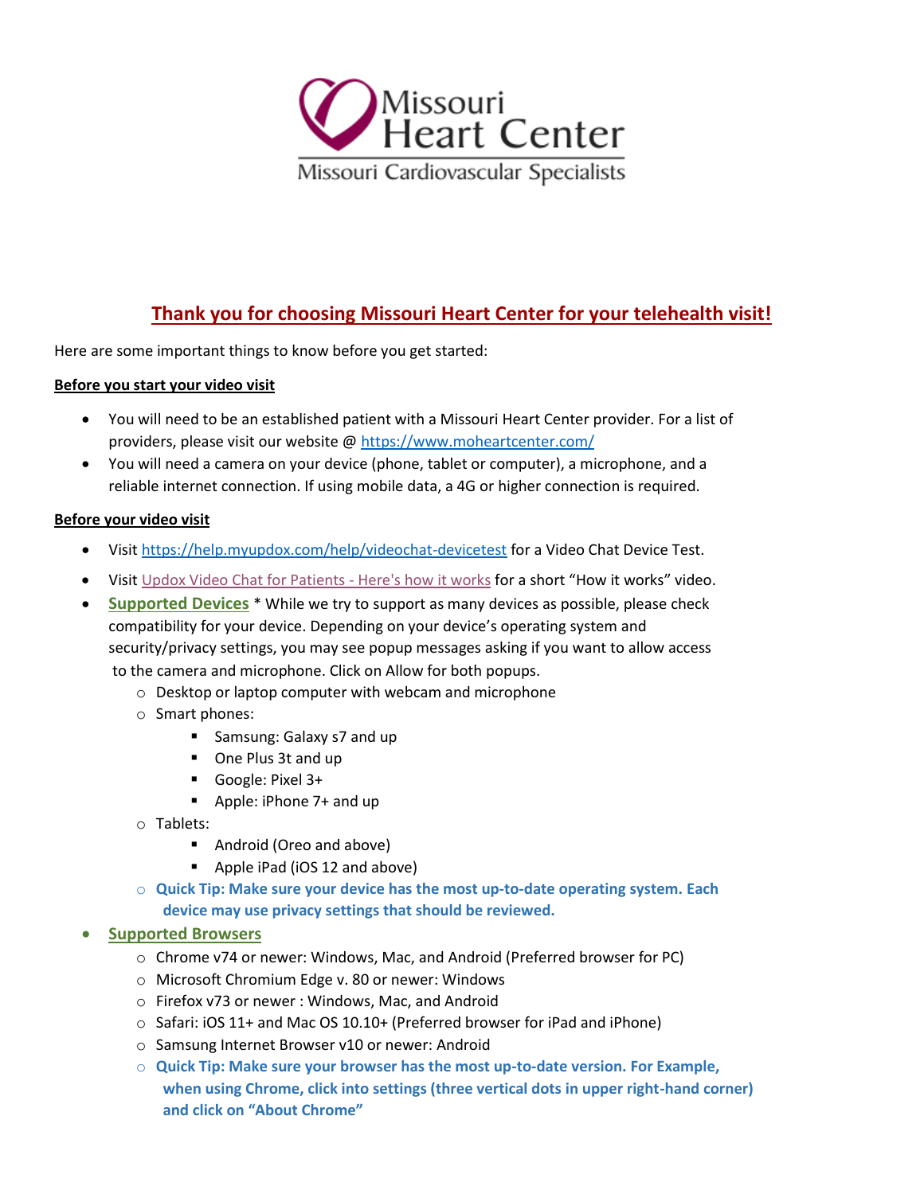Missouri Heart Center

Missouri Cardiovascular Specialists

# Thank you for choosing Missouri Heart Center for your telehealth visit!

Here are some important things to know before you get started:

**Before you start your video visit**

- You will need to be an established patient with a Missouri Heart Center provider. For a list of providers, please visit our website @ https://www.moheartcenter.com/
- You will need a camera on your device (phone, tablet or computer), a microphone, and a reliable internet connection. If using mobile data, a 4G or higher connection is required.

**Before your video visit**

- Visit https://help.myupdox.com/help/videochat-devicetest for a Video Chat Device Test.
- Visit Updox Video Chat for Patients - Here's how it works for a short "How it works" video.
- **Supported Devices** * While we try to support as many devices as possible, please check compatibility for your device. Depending on your device's operating system and security/privacy settings, you may see popup messages asking if you want to allow access to the camera and microphone. Click on Allow for both popups.
  - Desktop or laptop computer with webcam and microphone
  - Smart phones:
    - Samsung: Galaxy s7 and up
    - One Plus 3t and up
    - Google: Pixel 3+
    - Apple: iPhone 7+ and up
  - Tablets:
    - Android (Oreo and above)
    - Apple iPad (iOS 12 and above)
  - **Quick Tip: Make sure your device has the most up-to-date operating system. Each device may use privacy settings that should be reviewed.**
- **Supported Browsers**
  - Chrome v74 or newer: Windows, Mac, and Android (Preferred browser for PC)
  - Microsoft Chromium Edge v. 80 or newer: Windows
  - Firefox v73 or newer : Windows, Mac, and Android
  - Safari: iOS 11+ and Mac OS 10.10+ (Preferred browser for iPad and iPhone)
  - Samsung Internet Browser v10 or newer: Android
  - **Quick Tip: Make sure your browser has the most up-to-date version. For Example, when using Chrome, click into settings (three vertical dots in upper right-hand corner) and click on "About Chrome"**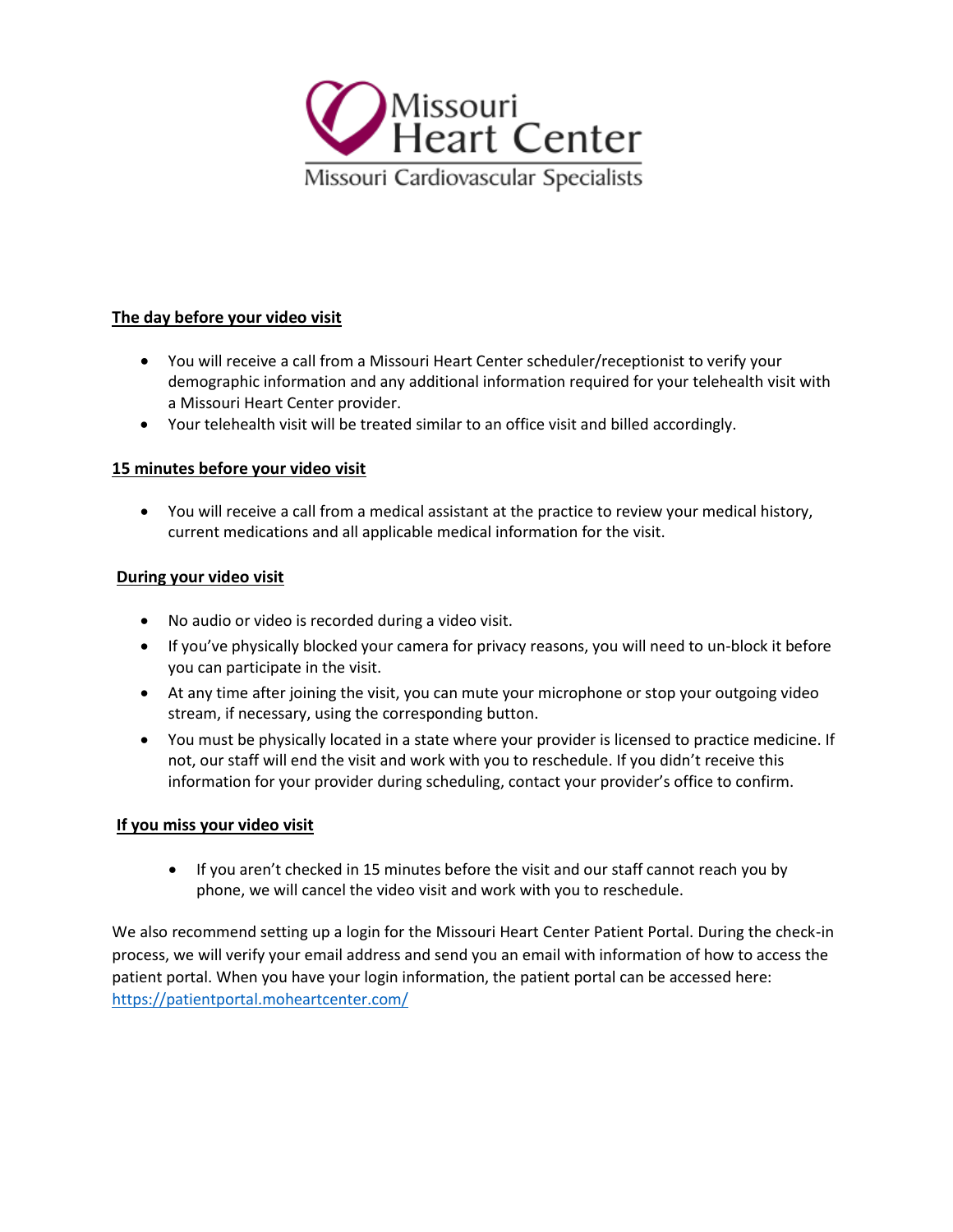Missouri Heart Center

Missouri Cardiovascular Specialists

**The day before your video visit**

- You will receive a call from a Missouri Heart Center scheduler/receptionist to verify your demographic information and any additional information required for your telehealth visit with a Missouri Heart Center provider.
- Your telehealth visit will be treated similar to an office visit and billed accordingly.

**15 minutes before your video visit**

- You will receive a call from a medical assistant at the practice to review your medical history, current medications and all applicable medical information for the visit.

**During your video visit**

- No audio or video is recorded during a video visit.
- If you've physically blocked your camera for privacy reasons, you will need to un-block it before you can participate in the visit.
- At any time after joining the visit, you can mute your microphone or stop your outgoing video stream, if necessary, using the corresponding button.
- You must be physically located in a state where your provider is licensed to practice medicine. If not, our staff will end the visit and work with you to reschedule. If you didn't receive this information for your provider during scheduling, contact your provider's office to confirm.

**If you miss your video visit**

- If you aren't checked in 15 minutes before the visit and our staff cannot reach you by phone, we will cancel the video visit and work with you to reschedule.

We also recommend setting up a login for the Missouri Heart Center Patient Portal. During the check-in process, we will verify your email address and send you an email with information of how to access the patient portal. When you have your login information, the patient portal can be accessed here: [https://patientportal.moheartcenter.com/](https://patientportal.moheartcenter.com/)